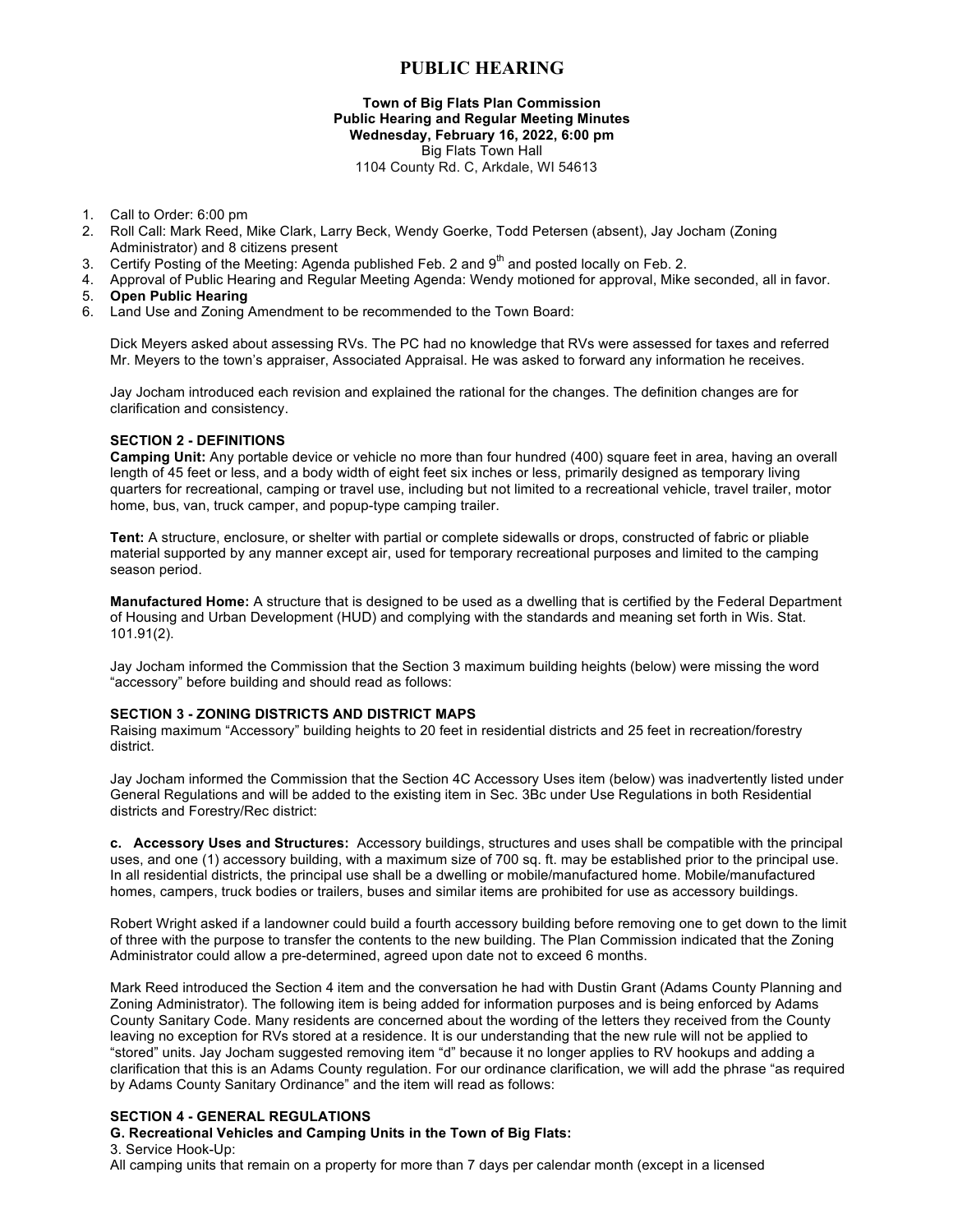# PUBLIC HEARING

**Town of Big Flats Plan Commission**
**Public Hearing and Regular Meeting Minutes**
**Wednesday, February 16, 2022, 6:00 pm**
Big Flats Town Hall
1104 County Rd. C, Arkdale, WI 54613

1. Call to Order: 6:00 pm
2. Roll Call: Mark Reed, Mike Clark, Larry Beck, Wendy Goerke, Todd Petersen (absent), Jay Jocham (Zoning Administrator) and 8 citizens present
3. Certify Posting of the Meeting: Agenda published Feb. 2 and 9th and posted locally on Feb. 2.
4. Approval of Public Hearing and Regular Meeting Agenda: Wendy motioned for approval, Mike seconded, all in favor.
5. **Open Public Hearing**
6. Land Use and Zoning Amendment to be recommended to the Town Board:

   Dick Meyers asked about assessing RVs. The PC had no knowledge that RVs were assessed for taxes and referred Mr. Meyers to the town's appraiser, Associated Appraisal. He was asked to forward any information he receives.

   Jay Jocham introduced each revision and explained the rational for the changes. The definition changes are for clarification and consistency.

   **SECTION 2 - DEFINITIONS**
   **Camping Unit:** Any portable device or vehicle no more than four hundred (400) square feet in area, having an overall length of 45 feet or less, and a body width of eight feet six inches or less, primarily designed as temporary living quarters for recreational, camping or travel use, including but not limited to a recreational vehicle, travel trailer, motor home, bus, van, truck camper, and popup-type camping trailer.

   **Tent:** A structure, enclosure, or shelter with partial or complete sidewalls or drops, constructed of fabric or pliable material supported by any manner except air, used for temporary recreational purposes and limited to the camping season period.

   **Manufactured Home:** A structure that is designed to be used as a dwelling that is certified by the Federal Department of Housing and Urban Development (HUD) and complying with the standards and meaning set forth in Wis. Stat. 101.91(2).

   Jay Jocham informed the Commission that the Section 3 maximum building heights (below) were missing the word "accessory" before building and should read as follows:

   **SECTION 3 - ZONING DISTRICTS AND DISTRICT MAPS**
   Raising maximum "Accessory" building heights to 20 feet in residential districts and 25 feet in recreation/forestry district.

   Jay Jocham informed the Commission that the Section 4C Accessory Uses item (below) was inadvertently listed under General Regulations and will be added to the existing item in Sec. 3Bc under Use Regulations in both Residential districts and Forestry/Rec district:

   **c. Accessory Uses and Structures:** Accessory buildings, structures and uses shall be compatible with the principal uses, and one (1) accessory building, with a maximum size of 700 sq. ft. may be established prior to the principal use. In all residential districts, the principal use shall be a dwelling or mobile/manufactured home. Mobile/manufactured homes, campers, truck bodies or trailers, buses and similar items are prohibited for use as accessory buildings.

   Robert Wright asked if a landowner could build a fourth accessory building before removing one to get down to the limit of three with the purpose to transfer the contents to the new building. The Plan Commission indicated that the Zoning Administrator could allow a pre-determined, agreed upon date not to exceed 6 months.

   Mark Reed introduced the Section 4 item and the conversation he had with Dustin Grant (Adams County Planning and Zoning Administrator). The following item is being added for information purposes and is being enforced by Adams County Sanitary Code. Many residents are concerned about the wording of the letters they received from the County leaving no exception for RVs stored at a residence. It is our understanding that the new rule will not be applied to "stored" units. Jay Jocham suggested removing item "d" because it no longer applies to RV hookups and adding a clarification that this is an Adams County regulation. For our ordinance clarification, we will add the phrase "as required by Adams County Sanitary Ordinance" and the item will read as follows:

   **SECTION 4 - GENERAL REGULATIONS**
   **G. Recreational Vehicles and Camping Units in the Town of Big Flats:**
   3. Service Hook-Up:
   All camping units that remain on a property for more than 7 days per calendar month (except in a licensed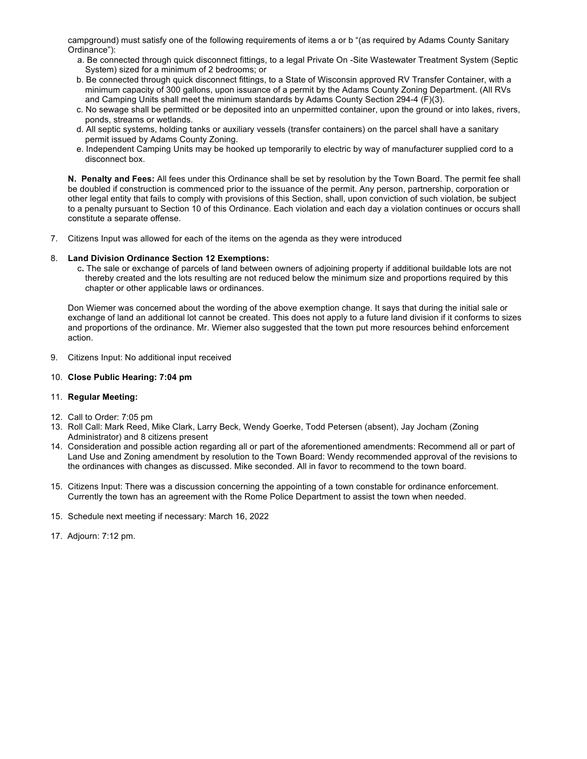campground) must satisfy one of the following requirements of items a or b "(as required by Adams County Sanitary Ordinance"):

a. Be connected through quick disconnect fittings, to a legal Private On -Site Wastewater Treatment System (Septic System) sized for a minimum of 2 bedrooms; or
b. Be connected through quick disconnect fittings, to a State of Wisconsin approved RV Transfer Container, with a minimum capacity of 300 gallons, upon issuance of a permit by the Adams County Zoning Department. (All RVs and Camping Units shall meet the minimum standards by Adams County Section 294-4 (F)(3).
c. No sewage shall be permitted or be deposited into an unpermitted container, upon the ground or into lakes, rivers, ponds, streams or wetlands.
d. All septic systems, holding tanks or auxiliary vessels (transfer containers) on the parcel shall have a sanitary permit issued by Adams County Zoning.
e. Independent Camping Units may be hooked up temporarily to electric by way of manufacturer supplied cord to a disconnect box.

**N. Penalty and Fees:** All fees under this Ordinance shall be set by resolution by the Town Board. The permit fee shall be doubled if construction is commenced prior to the issuance of the permit. Any person, partnership, corporation or other legal entity that fails to comply with provisions of this Section, shall, upon conviction of such violation, be subject to a penalty pursuant to Section 10 of this Ordinance. Each violation and each day a violation continues or occurs shall constitute a separate offense.

7. Citizens Input was allowed for each of the items on the agenda as they were introduced

8. **Land Division Ordinance Section 12 Exemptions:**

   c. The sale or exchange of parcels of land between owners of adjoining property if additional buildable lots are not thereby created and the lots resulting are not reduced below the minimum size and proportions required by this chapter or other applicable laws or ordinances.

   Don Wiemer was concerned about the wording of the above exemption change. It says that during the initial sale or exchange of land an additional lot cannot be created. This does not apply to a future land division if it conforms to sizes and proportions of the ordinance. Mr. Wiemer also suggested that the town put more resources behind enforcement action.

9. Citizens Input: No additional input received

10. **Close Public Hearing: 7:04 pm**

11. **Regular Meeting:**

12. Call to Order: 7:05 pm
13. Roll Call: Mark Reed, Mike Clark, Larry Beck, Wendy Goerke, Todd Petersen (absent), Jay Jocham (Zoning Administrator) and 8 citizens present
14. Consideration and possible action regarding all or part of the aforementioned amendments: Recommend all or part of Land Use and Zoning amendment by resolution to the Town Board: Wendy recommended approval of the revisions to the ordinances with changes as discussed. Mike seconded. All in favor to recommend to the town board.

15. Citizens Input: There was a discussion concerning the appointing of a town constable for ordinance enforcement. Currently the town has an agreement with the Rome Police Department to assist the town when needed.

15. Schedule next meeting if necessary: March 16, 2022

17. Adjourn: 7:12 pm.